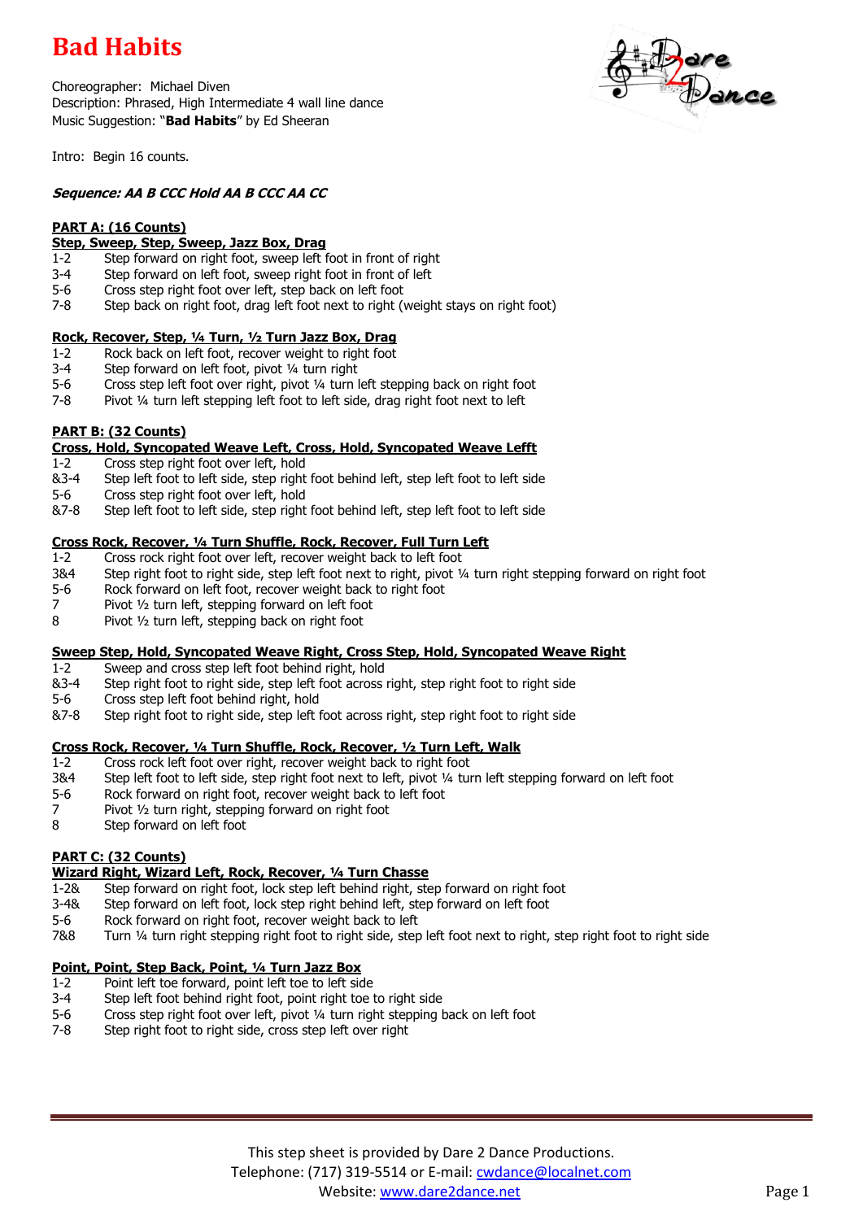# Bad Habits

Choreographer: Michael Diven
Description: Phrased, High Intermediate 4 wall line dance
Music Suggestion: "**Bad Habits**" by Ed Sheeran

Intro: Begin 16 counts.

***Sequence: AA B CCC Hold AA B CCC AA CC***

**PART A: (16 Counts)**

**Step, Sweep, Step, Sweep, Jazz Box, Drag**

1-2 Step forward on right foot, sweep left foot in front of right
3-4 Step forward on left foot, sweep right foot in front of left
5-6 Cross step right foot over left, step back on left foot
7-8 Step back on right foot, drag left foot next to right (weight stays on right foot)

**Rock, Recover, Step, ¼ Turn, ½ Turn Jazz Box, Drag**

1-2 Rock back on left foot, recover weight to right foot
3-4 Step forward on left foot, pivot ¼ turn right
5-6 Cross step left foot over right, pivot ¼ turn left stepping back on right foot
7-8 Pivot ¼ turn left stepping left foot to left side, drag right foot next to left

**PART B: (32 Counts)**

**Cross, Hold, Syncopated Weave Left, Cross, Hold, Syncopated Weave Leftt**

1-2 Cross step right foot over left, hold
&3-4 Step left foot to left side, step right foot behind left, step left foot to left side
5-6 Cross step right foot over left, hold
&7-8 Step left foot to left side, step right foot behind left, step left foot to left side

**Cross Rock, Recover, ¼ Turn Shuffle, Rock, Recover, Full Turn Left**

1-2 Cross rock right foot over left, recover weight back to left foot
3&4 Step right foot to right side, step left foot next to right, pivot ¼ turn right stepping forward on right foot
5-6 Rock forward on left foot, recover weight back to right foot
7 Pivot ½ turn left, stepping forward on left foot
8 Pivot ½ turn left, stepping back on right foot

**Sweep Step, Hold, Syncopated Weave Right, Cross Step, Hold, Syncopated Weave Right**

1-2 Sweep and cross step left foot behind right, hold
&3-4 Step right foot to right side, step left foot across right, step right foot to right side
5-6 Cross step left foot behind right, hold
&7-8 Step right foot to right side, step left foot across right, step right foot to right side

**Cross Rock, Recover, ¼ Turn Shuffle, Rock, Recover, ½ Turn Left, Walk**

1-2 Cross rock left foot over right, recover weight back to right foot
3&4 Step left foot to left side, step right foot next to left, pivot ¼ turn left stepping forward on left foot
5-6 Rock forward on right foot, recover weight back to left foot
7 Pivot ½ turn right, stepping forward on right foot
8 Step forward on left foot

**PART C: (32 Counts)**

**Wizard Right, Wizard Left, Rock, Recover, ¼ Turn Chasse**

1-2& Step forward on right foot, lock step left behind right, step forward on right foot
3-4& Step forward on left foot, lock step right behind left, step forward on left foot
5-6 Rock forward on right foot, recover weight back to left
7&8 Turn ¼ turn right stepping right foot to right side, step left foot next to right, step right foot to right side

**Point, Point, Step Back, Point, ¼ Turn Jazz Box**

1-2 Point left toe forward, point left toe to left side
3-4 Step left foot behind right foot, point right toe to right side
5-6 Cross step right foot over left, pivot ¼ turn right stepping back on left foot
7-8 Step right foot to right side, cross step left over right

This step sheet is provided by Dare 2 Dance Productions.
Telephone: (717) 319-5514 or E-mail: cwdance@localnet.com
Website: www.dare2dance.net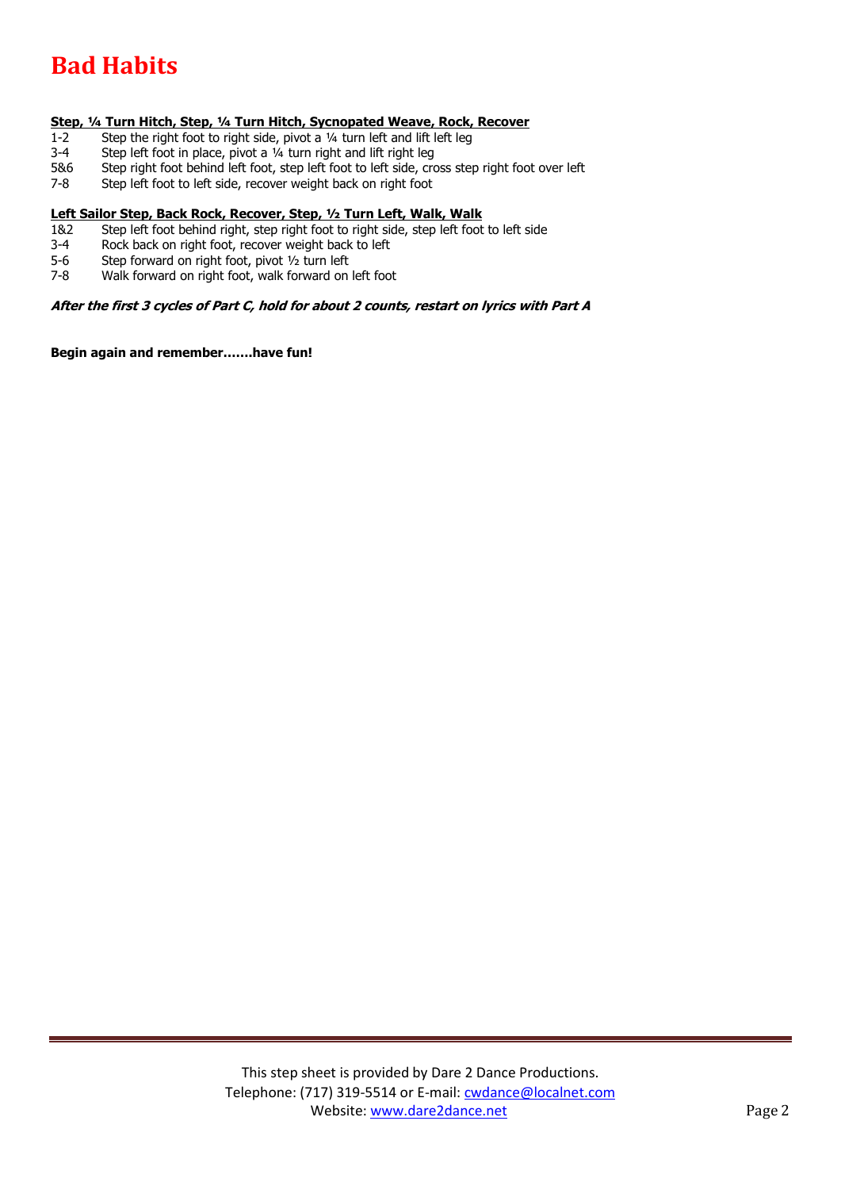# Bad Habits

**Step, ¼ Turn Hitch, Step, ¼ Turn Hitch, Sycnopated Weave, Rock, Recover**

| | |
|---|---|
| 1-2 | Step the right foot to right side, pivot a ¼ turn left and lift left leg |
| 3-4 | Step left foot in place, pivot a ¼ turn right and lift right leg |
| 5&6 | Step right foot behind left foot, step left foot to left side, cross step right foot over left |
| 7-8 | Step left foot to left side, recover weight back on right foot |

**Left Sailor Step, Back Rock, Recover, Step, ½ Turn Left, Walk, Walk**

| | |
|---|---|
| 1&2 | Step left foot behind right, step right foot to right side, step left foot to left side |
| 3-4 | Rock back on right foot, recover weight back to left |
| 5-6 | Step forward on right foot, pivot ½ turn left |
| 7-8 | Walk forward on right foot, walk forward on left foot |

***After the first 3 cycles of Part C, hold for about 2 counts, restart on lyrics with Part A***

**Begin again and remember…….have fun!**

This step sheet is provided by Dare 2 Dance Productions.
Telephone: (717) 319-5514 or E-mail: cwdance@localnet.com
Website: www.dare2dance.net